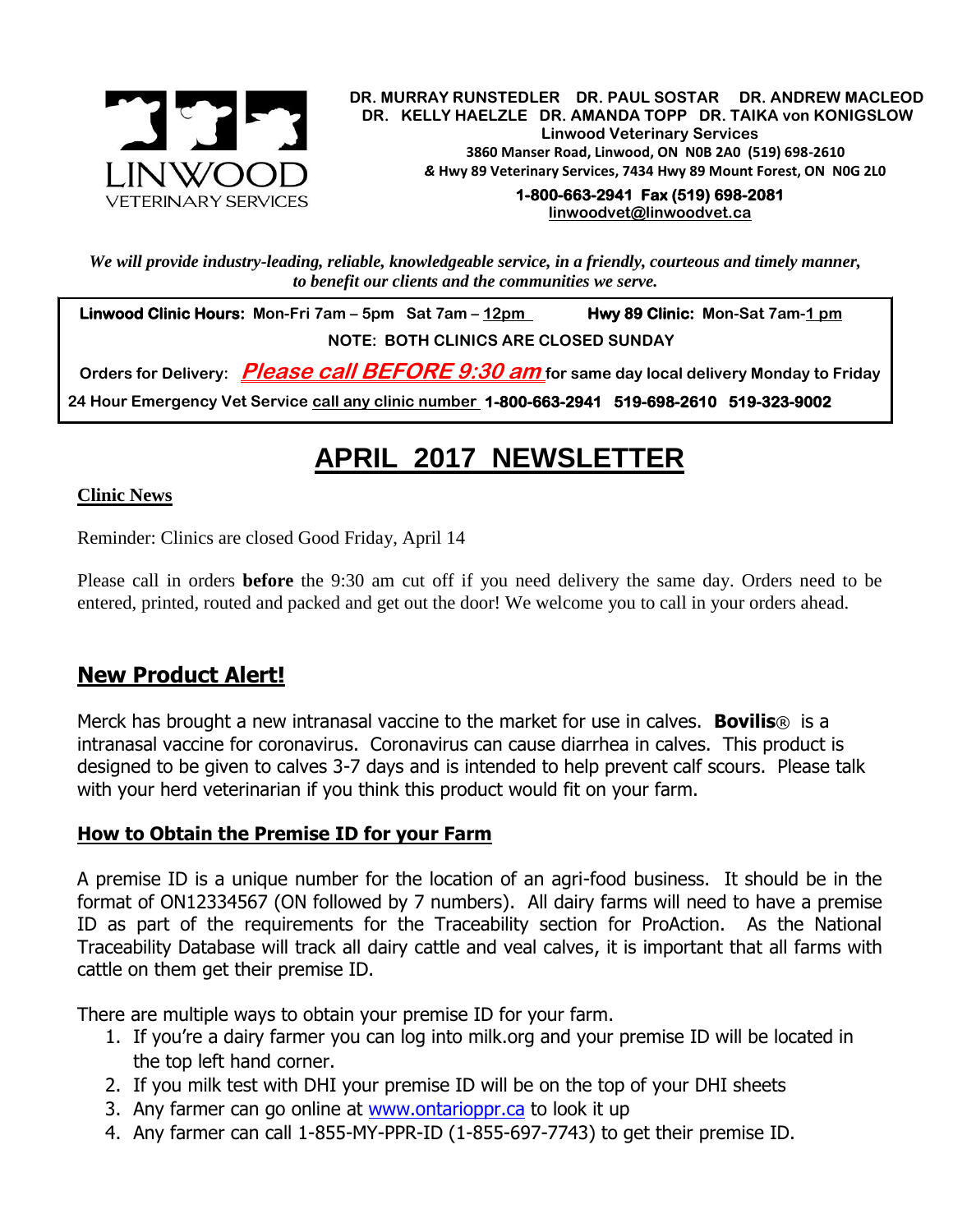DR. MURRAY RUNSTEDLER DR. PAUL SOSTAR DR. ANDREW MACLEOD
DR. KELLY HAELZLE DR. AMANDA TOPP DR. TAIKA von KONIGSLOW

Linwood Veterinary Services
3860 Manser Road, Linwood, ON N0B 2A0 (519) 698-2610
& Hwy 89 Veterinary Services, 7434 Hwy 89 Mount Forest, ON N0G 2L0

**1-800-663-2941 Fax (519) 698-2081**
linwoodvet@linwoodvet.ca

LINWOOD VETERINARY SERVICES

***We will provide industry-leading, reliable, knowledgeable service, in a friendly, courteous and timely manner, to benefit our clients and the communities we serve.***

**Linwood Clinic Hours:** Mon-Fri 7am – 5pm Sat 7am – 12pm **Hwy 89 Clinic:** Mon-Sat 7am-1 pm

**NOTE: BOTH CLINICS ARE CLOSED SUNDAY**

**Orders for Delivery:** ***Please call BEFORE 9:30 am*** **for same day local delivery Monday to Friday**

**24 Hour Emergency Vet Service call any clinic number 1-800-663-2941 519-698-2610 519-323-9002**

# APRIL 2017 NEWSLETTER

## Clinic News

Reminder: Clinics are closed Good Friday, April 14

Please call in orders **before** the 9:30 am cut off if you need delivery the same day. Orders need to be entered, printed, routed and packed and get out the door! We welcome you to call in your orders ahead.

## New Product Alert!

Merck has brought a new intranasal vaccine to the market for use in calves. **Bovilis**® is a intranasal vaccine for coronavirus. Coronavirus can cause diarrhea in calves. This product is designed to be given to calves 3-7 days and is intended to help prevent calf scours. Please talk with your herd veterinarian if you think this product would fit on your farm.

### How to Obtain the Premise ID for your Farm

A premise ID is a unique number for the location of an agri-food business. It should be in the format of ON12334567 (ON followed by 7 numbers). All dairy farms will need to have a premise ID as part of the requirements for the Traceability section for ProAction. As the National Traceability Database will track all dairy cattle and veal calves, it is important that all farms with cattle on them get their premise ID.

There are multiple ways to obtain your premise ID for your farm.

1. If you're a dairy farmer you can log into milk.org and your premise ID will be located in the top left hand corner.
2. If you milk test with DHI your premise ID will be on the top of your DHI sheets
3. Any farmer can go online at www.ontarioppr.ca to look it up
4. Any farmer can call 1-855-MY-PPR-ID (1-855-697-7743) to get their premise ID.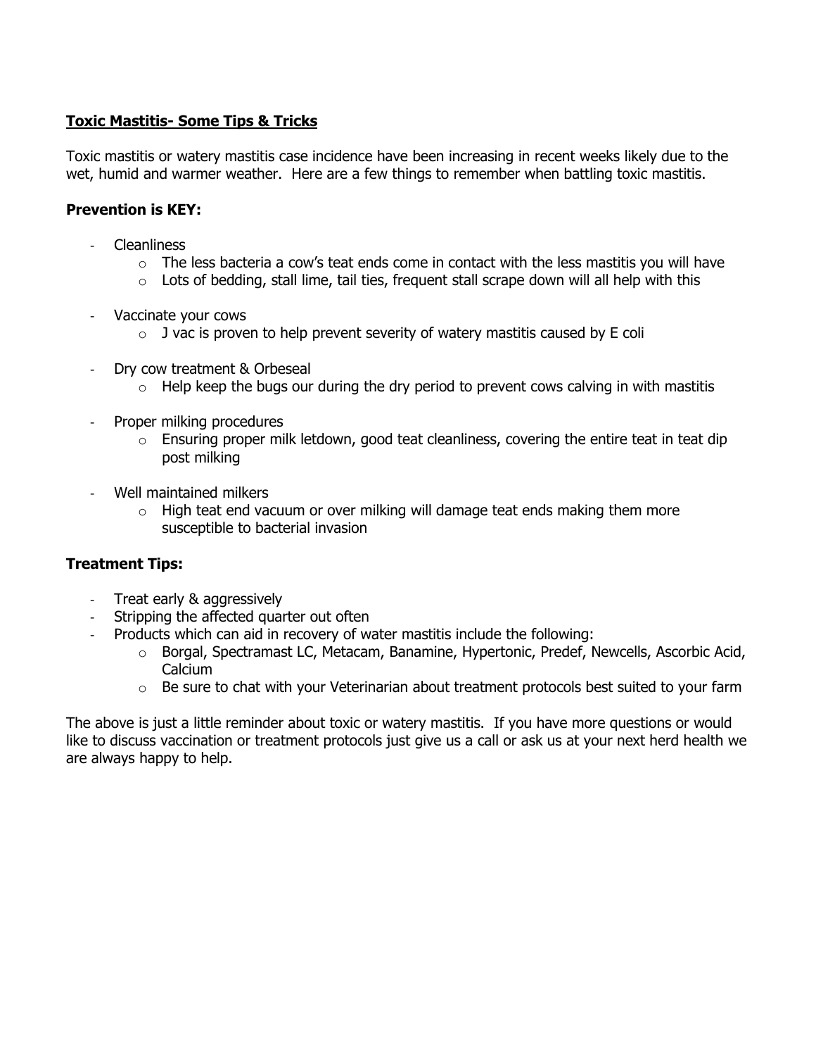**<u>Toxic Mastitis- Some Tips & Tricks</u>**

Toxic mastitis or watery mastitis case incidence have been increasing in recent weeks likely due to the wet, humid and warmer weather. Here are a few things to remember when battling toxic mastitis.

**Prevention is KEY:**

- Cleanliness
  - The less bacteria a cow's teat ends come in contact with the less mastitis you will have
  - Lots of bedding, stall lime, tail ties, frequent stall scrape down will all help with this
- Vaccinate your cows
  - J vac is proven to help prevent severity of watery mastitis caused by E coli
- Dry cow treatment & Orbeseal
  - Help keep the bugs our during the dry period to prevent cows calving in with mastitis
- Proper milking procedures
  - Ensuring proper milk letdown, good teat cleanliness, covering the entire teat in teat dip post milking
- Well maintained milkers
  - High teat end vacuum or over milking will damage teat ends making them more susceptible to bacterial invasion

**Treatment Tips:**

- Treat early & aggressively
- Stripping the affected quarter out often
- Products which can aid in recovery of water mastitis include the following:
  - Borgal, Spectramast LC, Metacam, Banamine, Hypertonic, Predef, Newcells, Ascorbic Acid, Calcium
  - Be sure to chat with your Veterinarian about treatment protocols best suited to your farm

The above is just a little reminder about toxic or watery mastitis. If you have more questions or would like to discuss vaccination or treatment protocols just give us a call or ask us at your next herd health we are always happy to help.